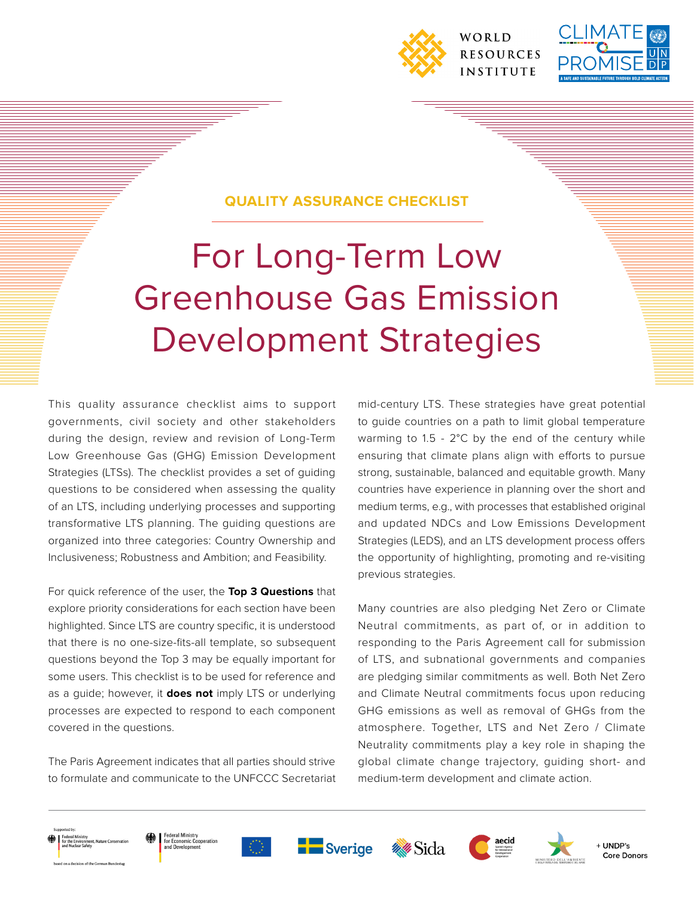QUALITY ASSURANCE CHECKLIST

# For Long-Term Low Greenhouse Gas Emission Development Strategies

This quality assurance checklist aims to support governments, civil society and other stakeholders during the design, review and revision of Long-Term Low Greenhouse Gas (GHG) Emission Development Strategies (LTSs). The checklist provides a set of guiding questions to be considered when assessing the quality of an LTS, including underlying processes and supporting transformative LTS planning. The guiding questions are organized into three categories: Country Ownership and Inclusiveness; Robustness and Ambition; and Feasibility.

For quick reference of the user, the **Top 3 Questions** that explore priority considerations for each section have been highlighted. Since LTS are country specific, it is understood that there is no one-size-fits-all template, so subsequent questions beyond the Top 3 may be equally important for some users. This checklist is to be used for reference and as a guide; however, it **does not** imply LTS or underlying processes are expected to respond to each component covered in the questions.

The Paris Agreement indicates that all parties should strive to formulate and communicate to the UNFCCC Secretariat mid-century LTS. These strategies have great potential to guide countries on a path to limit global temperature warming to 1.5 - 2°C by the end of the century while ensuring that climate plans align with efforts to pursue strong, sustainable, balanced and equitable growth. Many countries have experience in planning over the short and medium terms, e.g., with processes that established original and updated NDCs and Low Emissions Development Strategies (LEDS), and an LTS development process offers the opportunity of highlighting, promoting and re-visiting previous strategies.

Many countries are also pledging Net Zero or Climate Neutral commitments, as part of, or in addition to responding to the Paris Agreement call for submission of LTS, and subnational governments and companies are pledging similar commitments as well. Both Net Zero and Climate Neutral commitments focus upon reducing GHG emissions as well as removal of GHGs from the atmosphere. Together, LTS and Net Zero / Climate Neutrality commitments play a key role in shaping the global climate change trajectory, guiding short- and medium-term development and climate action.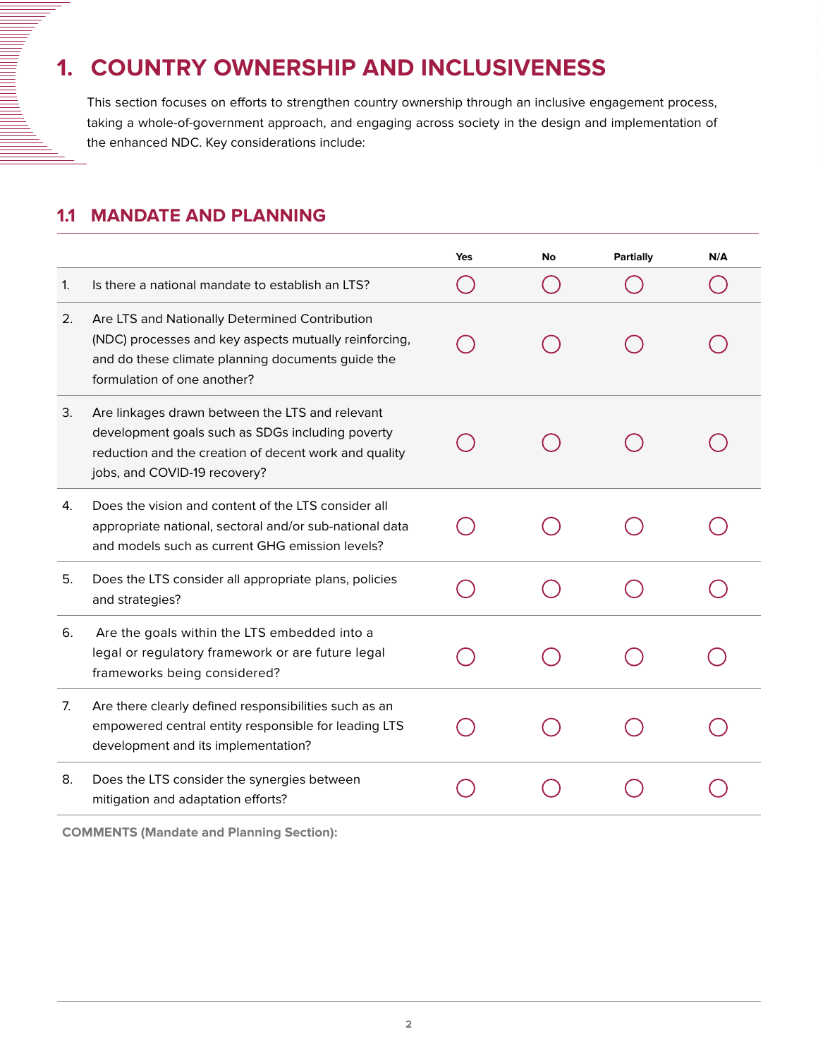# 1. COUNTRY OWNERSHIP AND INCLUSIVENESS

This section focuses on efforts to strengthen country ownership through an inclusive engagement process, taking a whole-of-government approach, and engaging across society in the design and implementation of the enhanced NDC. Key considerations include:

## 1.1 MANDATE AND PLANNING

| | | Yes | No | Partially | N/A |
|---|---|---|---|---|---|
| 1. | Is there a national mandate to establish an LTS? | ◯ | ◯ | ◯ | ◯ |
| 2. | Are LTS and Nationally Determined Contribution (NDC) processes and key aspects mutually reinforcing, and do these climate planning documents guide the formulation of one another? | ◯ | ◯ | ◯ | ◯ |
| 3. | Are linkages drawn between the LTS and relevant development goals such as SDGs including poverty reduction and the creation of decent work and quality jobs, and COVID-19 recovery? | ◯ | ◯ | ◯ | ◯ |
| 4. | Does the vision and content of the LTS consider all appropriate national, sectoral and/or sub-national data and models such as current GHG emission levels? | ◯ | ◯ | ◯ | ◯ |
| 5. | Does the LTS consider all appropriate plans, policies and strategies? | ◯ | ◯ | ◯ | ◯ |
| 6. | Are the goals within the LTS embedded into a legal or regulatory framework or are future legal frameworks being considered? | ◯ | ◯ | ◯ | ◯ |
| 7. | Are there clearly defined responsibilities such as an empowered central entity responsible for leading LTS development and its implementation? | ◯ | ◯ | ◯ | ◯ |
| 8. | Does the LTS consider the synergies between mitigation and adaptation efforts? | ◯ | ◯ | ◯ | ◯ |

**COMMENTS (Mandate and Planning Section):**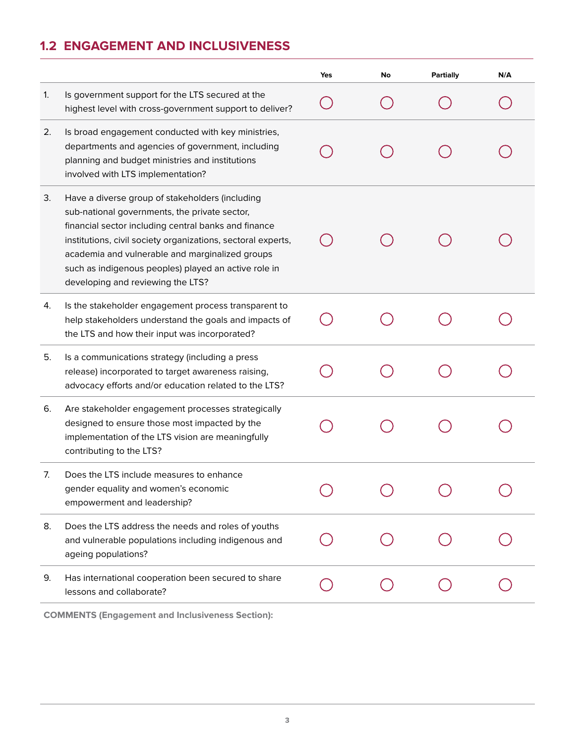## 1.2 ENGAGEMENT AND INCLUSIVENESS

| | | Yes | No | Partially | N/A |
|---|---|---|---|---|---|
| 1. | Is government support for the LTS secured at the highest level with cross-government support to deliver? | ○ | ○ | ○ | ○ |
| 2. | Is broad engagement conducted with key ministries, departments and agencies of government, including planning and budget ministries and institutions involved with LTS implementation? | ○ | ○ | ○ | ○ |
| 3. | Have a diverse group of stakeholders (including sub-national governments, the private sector, financial sector including central banks and finance institutions, civil society organizations, sectoral experts, academia and vulnerable and marginalized groups such as indigenous peoples) played an active role in developing and reviewing the LTS? | ○ | ○ | ○ | ○ |
| 4. | Is the stakeholder engagement process transparent to help stakeholders understand the goals and impacts of the LTS and how their input was incorporated? | ○ | ○ | ○ | ○ |
| 5. | Is a communications strategy (including a press release) incorporated to target awareness raising, advocacy efforts and/or education related to the LTS? | ○ | ○ | ○ | ○ |
| 6. | Are stakeholder engagement processes strategically designed to ensure those most impacted by the implementation of the LTS vision are meaningfully contributing to the LTS? | ○ | ○ | ○ | ○ |
| 7. | Does the LTS include measures to enhance gender equality and women's economic empowerment and leadership? | ○ | ○ | ○ | ○ |
| 8. | Does the LTS address the needs and roles of youths and vulnerable populations including indigenous and ageing populations? | ○ | ○ | ○ | ○ |
| 9. | Has international cooperation been secured to share lessons and collaborate? | ○ | ○ | ○ | ○ |

**COMMENTS (Engagement and Inclusiveness Section):**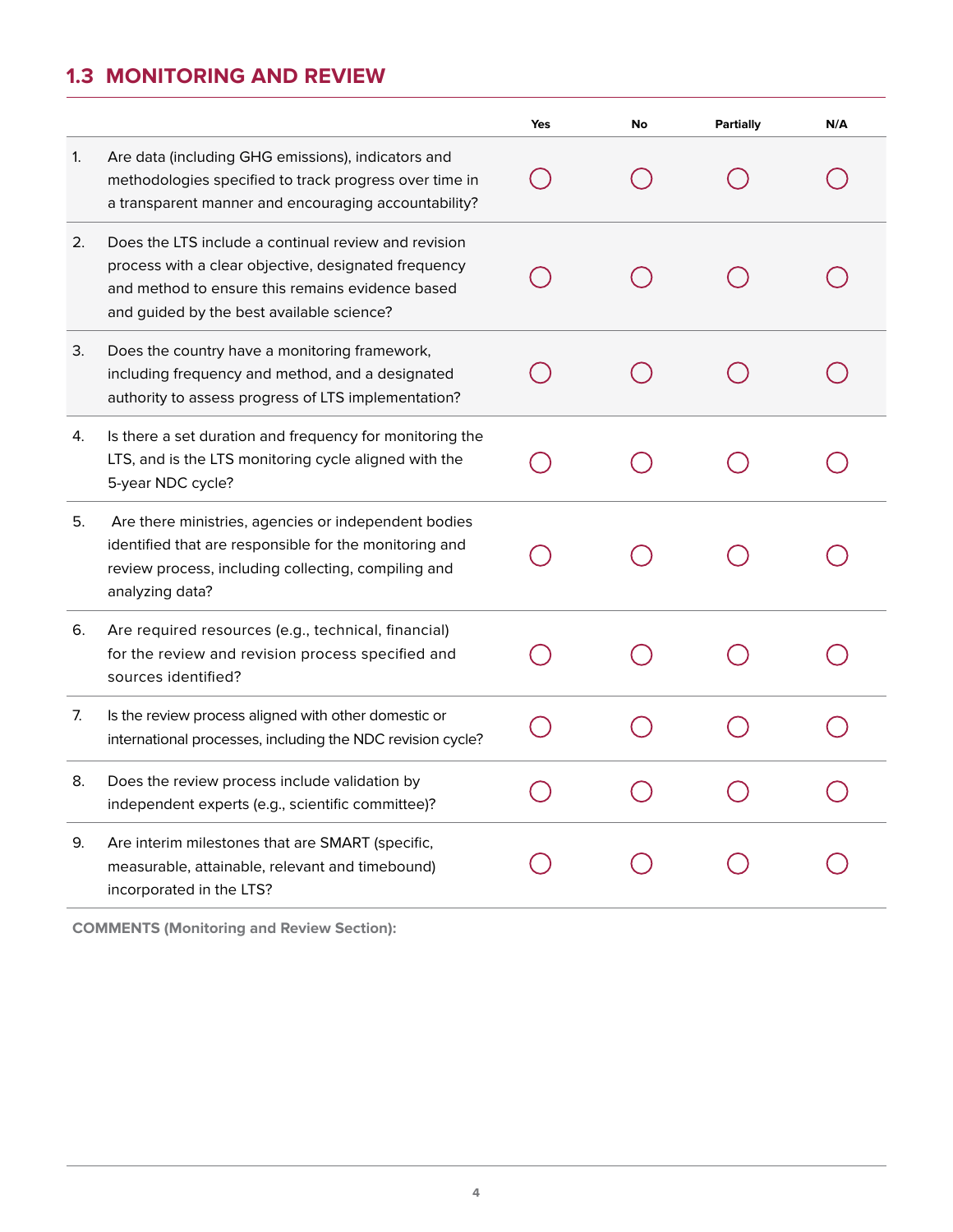## 1.3 MONITORING AND REVIEW

| | | Yes | No | Partially | N/A |
|---|---|---|---|---|---|
| 1. | Are data (including GHG emissions), indicators and methodologies specified to track progress over time in a transparent manner and encouraging accountability? | ◯ | ◯ | ◯ | ◯ |
| 2. | Does the LTS include a continual review and revision process with a clear objective, designated frequency and method to ensure this remains evidence based and guided by the best available science? | ◯ | ◯ | ◯ | ◯ |
| 3. | Does the country have a monitoring framework, including frequency and method, and a designated authority to assess progress of LTS implementation? | ◯ | ◯ | ◯ | ◯ |
| 4. | Is there a set duration and frequency for monitoring the LTS, and is the LTS monitoring cycle aligned with the 5-year NDC cycle? | ◯ | ◯ | ◯ | ◯ |
| 5. | Are there ministries, agencies or independent bodies identified that are responsible for the monitoring and review process, including collecting, compiling and analyzing data? | ◯ | ◯ | ◯ | ◯ |
| 6. | Are required resources (e.g., technical, financial) for the review and revision process specified and sources identified? | ◯ | ◯ | ◯ | ◯ |
| 7. | Is the review process aligned with other domestic or international processes, including the NDC revision cycle? | ◯ | ◯ | ◯ | ◯ |
| 8. | Does the review process include validation by independent experts (e.g., scientific committee)? | ◯ | ◯ | ◯ | ◯ |
| 9. | Are interim milestones that are SMART (specific, measurable, attainable, relevant and timebound) incorporated in the LTS? | ◯ | ◯ | ◯ | ◯ |

**COMMENTS (Monitoring and Review Section):**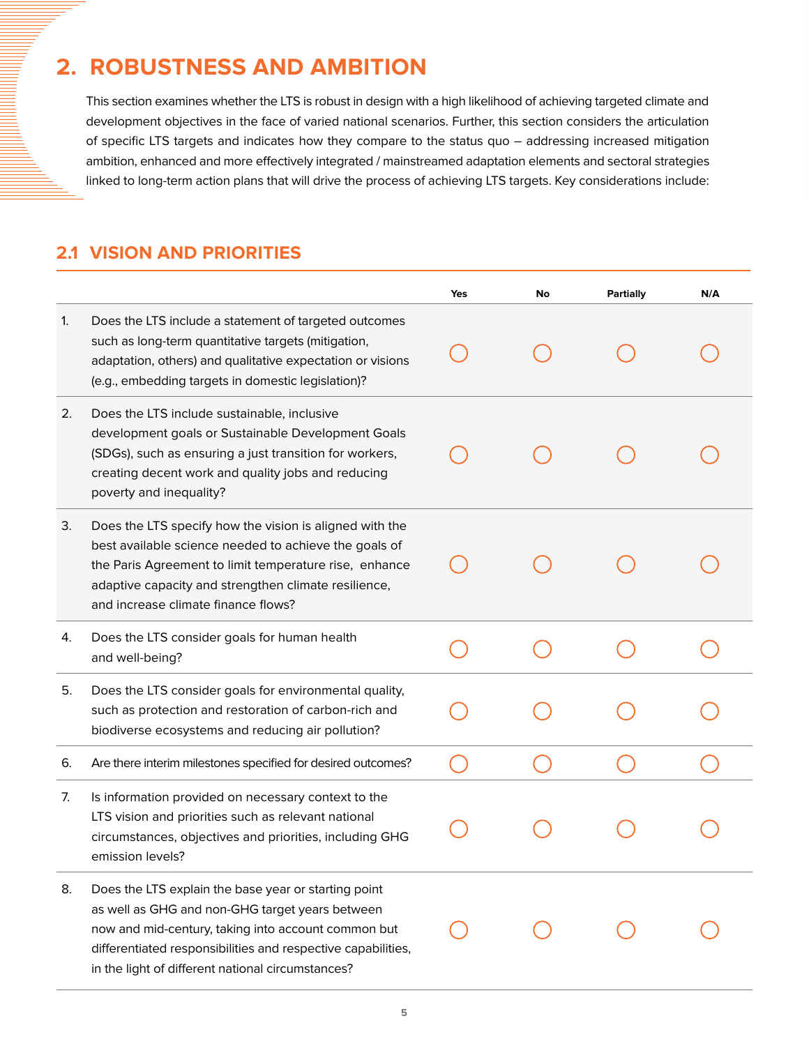# 2. ROBUSTNESS AND AMBITION

This section examines whether the LTS is robust in design with a high likelihood of achieving targeted climate and development objectives in the face of varied national scenarios. Further, this section considers the articulation of specific LTS targets and indicates how they compare to the status quo – addressing increased mitigation ambition, enhanced and more effectively integrated / mainstreamed adaptation elements and sectoral strategies linked to long-term action plans that will drive the process of achieving LTS targets. Key considerations include:

## 2.1 VISION AND PRIORITIES

| | | Yes | No | Partially | N/A |
|---|---|---|---|---|---|
| 1. | Does the LTS include a statement of targeted outcomes such as long-term quantitative targets (mitigation, adaptation, others) and qualitative expectation or visions (e.g., embedding targets in domestic legislation)? | ○ | ○ | ○ | ○ |
| 2. | Does the LTS include sustainable, inclusive development goals or Sustainable Development Goals (SDGs), such as ensuring a just transition for workers, creating decent work and quality jobs and reducing poverty and inequality? | ○ | ○ | ○ | ○ |
| 3. | Does the LTS specify how the vision is aligned with the best available science needed to achieve the goals of the Paris Agreement to limit temperature rise, enhance adaptive capacity and strengthen climate resilience, and increase climate finance flows? | ○ | ○ | ○ | ○ |
| 4. | Does the LTS consider goals for human health and well-being? | ○ | ○ | ○ | ○ |
| 5. | Does the LTS consider goals for environmental quality, such as protection and restoration of carbon-rich and biodiverse ecosystems and reducing air pollution? | ○ | ○ | ○ | ○ |
| 6. | Are there interim milestones specified for desired outcomes? | ○ | ○ | ○ | ○ |
| 7. | Is information provided on necessary context to the LTS vision and priorities such as relevant national circumstances, objectives and priorities, including GHG emission levels? | ○ | ○ | ○ | ○ |
| 8. | Does the LTS explain the base year or starting point as well as GHG and non-GHG target years between now and mid-century, taking into account common but differentiated responsibilities and respective capabilities, in the light of different national circumstances? | ○ | ○ | ○ | ○ |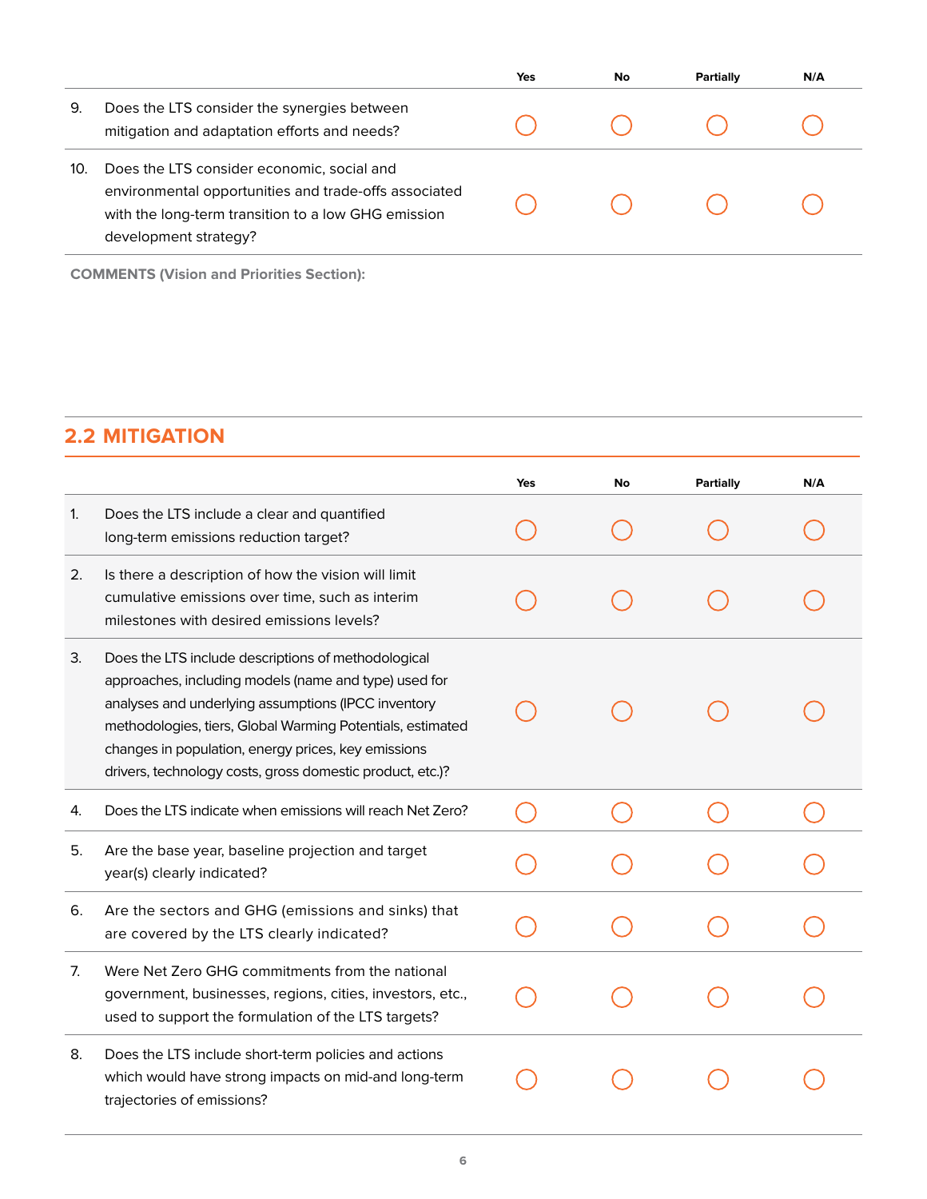| | | Yes | No | Partially | N/A |
|---|---|---|---|---|---|
| 9. | Does the LTS consider the synergies between mitigation and adaptation efforts and needs? | ◯ | ◯ | ◯ | ◯ |
| 10. | Does the LTS consider economic, social and environmental opportunities and trade-offs associated with the long-term transition to a low GHG emission development strategy? | ◯ | ◯ | ◯ | ◯ |

**COMMENTS (Vision and Priorities Section):**

## 2.2 MITIGATION

| | | Yes | No | Partially | N/A |
|---|---|---|---|---|---|
| 1. | Does the LTS include a clear and quantified long-term emissions reduction target? | ◯ | ◯ | ◯ | ◯ |
| 2. | Is there a description of how the vision will limit cumulative emissions over time, such as interim milestones with desired emissions levels? | ◯ | ◯ | ◯ | ◯ |
| 3. | Does the LTS include descriptions of methodological approaches, including models (name and type) used for analyses and underlying assumptions (IPCC inventory methodologies, tiers, Global Warming Potentials, estimated changes in population, energy prices, key emissions drivers, technology costs, gross domestic product, etc.)? | ◯ | ◯ | ◯ | ◯ |
| 4. | Does the LTS indicate when emissions will reach Net Zero? | ◯ | ◯ | ◯ | ◯ |
| 5. | Are the base year, baseline projection and target year(s) clearly indicated? | ◯ | ◯ | ◯ | ◯ |
| 6. | Are the sectors and GHG (emissions and sinks) that are covered by the LTS clearly indicated? | ◯ | ◯ | ◯ | ◯ |
| 7. | Were Net Zero GHG commitments from the national government, businesses, regions, cities, investors, etc., used to support the formulation of the LTS targets? | ◯ | ◯ | ◯ | ◯ |
| 8. | Does the LTS include short-term policies and actions which would have strong impacts on mid-and long-term trajectories of emissions? | ◯ | ◯ | ◯ | ◯ |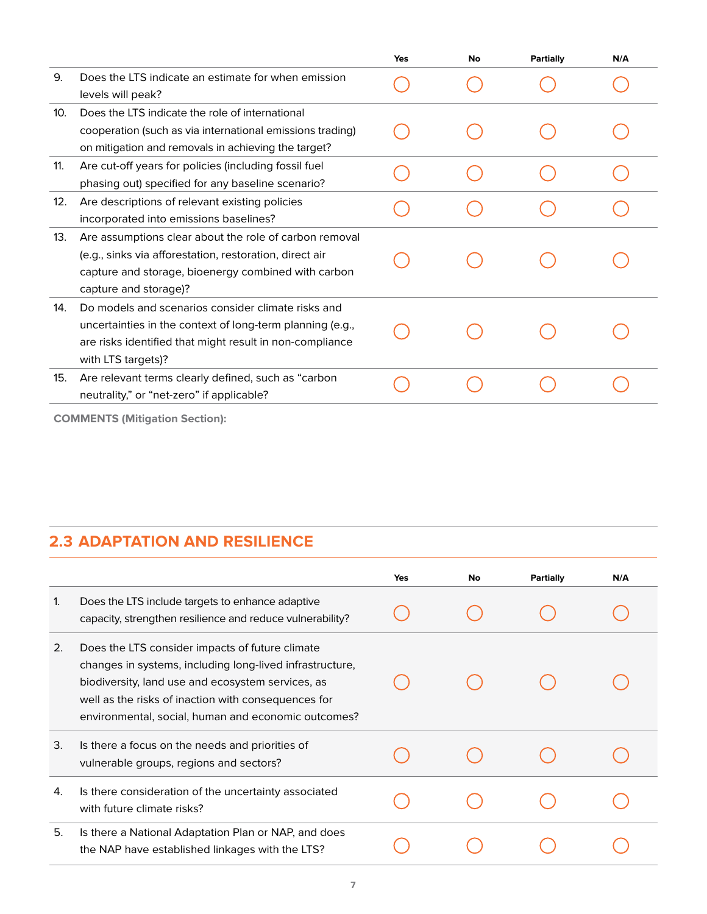| | | Yes | No | Partially | N/A |
|---|---|---|---|---|---|
| 9. | Does the LTS indicate an estimate for when emission levels will peak? | ○ | ○ | ○ | ○ |
| 10. | Does the LTS indicate the role of international cooperation (such as via international emissions trading) on mitigation and removals in achieving the target? | ○ | ○ | ○ | ○ |
| 11. | Are cut-off years for policies (including fossil fuel phasing out) specified for any baseline scenario? | ○ | ○ | ○ | ○ |
| 12. | Are descriptions of relevant existing policies incorporated into emissions baselines? | ○ | ○ | ○ | ○ |
| 13. | Are assumptions clear about the role of carbon removal (e.g., sinks via afforestation, restoration, direct air capture and storage, bioenergy combined with carbon capture and storage)? | ○ | ○ | ○ | ○ |
| 14. | Do models and scenarios consider climate risks and uncertainties in the context of long-term planning (e.g., are risks identified that might result in non-compliance with LTS targets)? | ○ | ○ | ○ | ○ |
| 15. | Are relevant terms clearly defined, such as "carbon neutrality," or "net-zero" if applicable? | ○ | ○ | ○ | ○ |

**COMMENTS (Mitigation Section):**

## 2.3 ADAPTATION AND RESILIENCE

| | | Yes | No | Partially | N/A |
|---|---|---|---|---|---|
| 1. | Does the LTS include targets to enhance adaptive capacity, strengthen resilience and reduce vulnerability? | ○ | ○ | ○ | ○ |
| 2. | Does the LTS consider impacts of future climate changes in systems, including long-lived infrastructure, biodiversity, land use and ecosystem services, as well as the risks of inaction with consequences for environmental, social, human and economic outcomes? | ○ | ○ | ○ | ○ |
| 3. | Is there a focus on the needs and priorities of vulnerable groups, regions and sectors? | ○ | ○ | ○ | ○ |
| 4. | Is there consideration of the uncertainty associated with future climate risks? | ○ | ○ | ○ | ○ |
| 5. | Is there a National Adaptation Plan or NAP, and does the NAP have established linkages with the LTS? | ○ | ○ | ○ | ○ |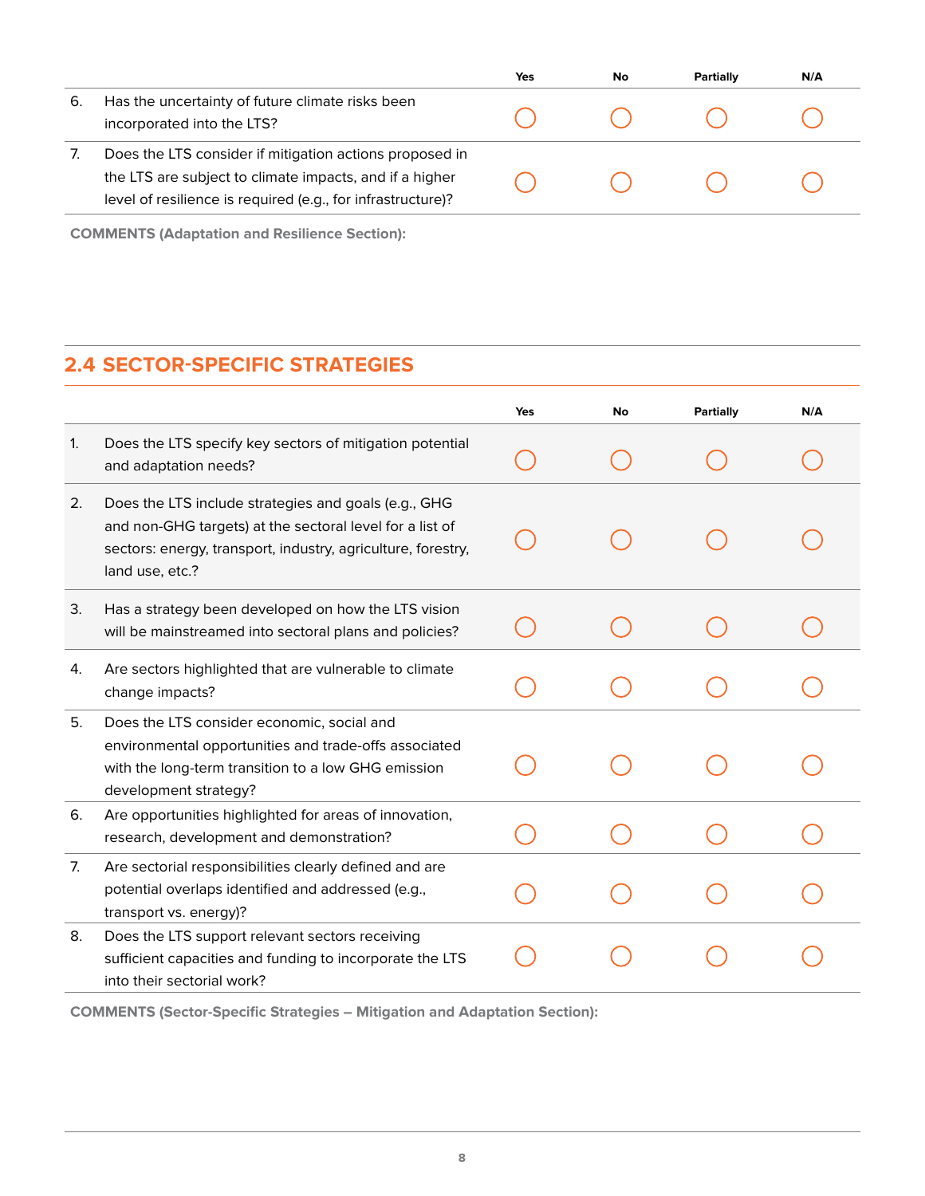| | | Yes | No | Partially | N/A |
|---|---|---|---|---|---|
| 6. | Has the uncertainty of future climate risks been incorporated into the LTS? | ◯ | ◯ | ◯ | ◯ |
| 7. | Does the LTS consider if mitigation actions proposed in the LTS are subject to climate impacts, and if a higher level of resilience is required (e.g., for infrastructure)? | ◯ | ◯ | ◯ | ◯ |

**COMMENTS (Adaptation and Resilience Section):**

## 2.4 SECTOR-SPECIFIC STRATEGIES

| | | Yes | No | Partially | N/A |
|---|---|---|---|---|---|
| 1. | Does the LTS specify key sectors of mitigation potential and adaptation needs? | ◯ | ◯ | ◯ | ◯ |
| 2. | Does the LTS include strategies and goals (e.g., GHG and non-GHG targets) at the sectoral level for a list of sectors: energy, transport, industry, agriculture, forestry, land use, etc.? | ◯ | ◯ | ◯ | ◯ |
| 3. | Has a strategy been developed on how the LTS vision will be mainstreamed into sectoral plans and policies? | ◯ | ◯ | ◯ | ◯ |
| 4. | Are sectors highlighted that are vulnerable to climate change impacts? | ◯ | ◯ | ◯ | ◯ |
| 5. | Does the LTS consider economic, social and environmental opportunities and trade-offs associated with the long-term transition to a low GHG emission development strategy? | ◯ | ◯ | ◯ | ◯ |
| 6. | Are opportunities highlighted for areas of innovation, research, development and demonstration? | ◯ | ◯ | ◯ | ◯ |
| 7. | Are sectorial responsibilities clearly defined and are potential overlaps identified and addressed (e.g., transport vs. energy)? | ◯ | ◯ | ◯ | ◯ |
| 8. | Does the LTS support relevant sectors receiving sufficient capacities and funding to incorporate the LTS into their sectorial work? | ◯ | ◯ | ◯ | ◯ |

**COMMENTS (Sector-Specific Strategies – Mitigation and Adaptation Section):**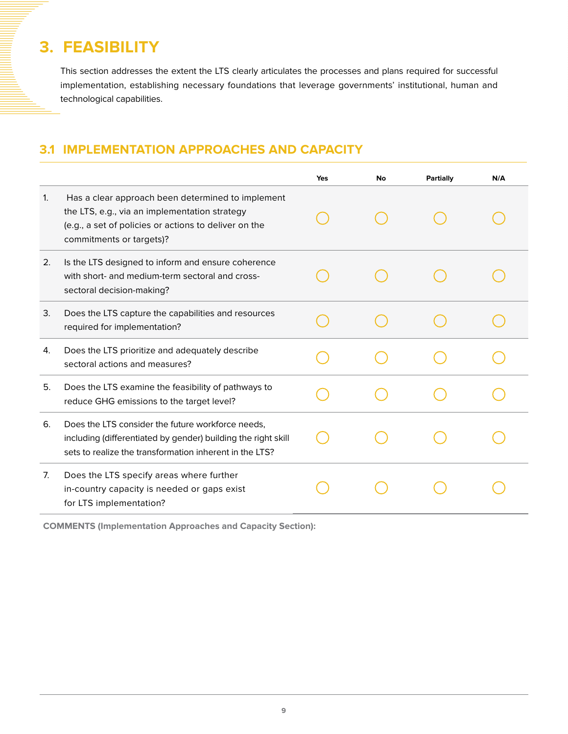# 3. FEASIBILITY

This section addresses the extent the LTS clearly articulates the processes and plans required for successful implementation, establishing necessary foundations that leverage governments' institutional, human and technological capabilities.

## 3.1 IMPLEMENTATION APPROACHES AND CAPACITY

| | | Yes | No | Partially | N/A |
|---|---|---|---|---|---|
| 1. | Has a clear approach been determined to implement the LTS, e.g., via an implementation strategy (e.g., a set of policies or actions to deliver on the commitments or targets)? | ○ | ○ | ○ | ○ |
| 2. | Is the LTS designed to inform and ensure coherence with short- and medium-term sectoral and cross-sectoral decision-making? | ○ | ○ | ○ | ○ |
| 3. | Does the LTS capture the capabilities and resources required for implementation? | ○ | ○ | ○ | ○ |
| 4. | Does the LTS prioritize and adequately describe sectoral actions and measures? | ○ | ○ | ○ | ○ |
| 5. | Does the LTS examine the feasibility of pathways to reduce GHG emissions to the target level? | ○ | ○ | ○ | ○ |
| 6. | Does the LTS consider the future workforce needs, including (differentiated by gender) building the right skill sets to realize the transformation inherent in the LTS? | ○ | ○ | ○ | ○ |
| 7. | Does the LTS specify areas where further in-country capacity is needed or gaps exist for LTS implementation? | ○ | ○ | ○ | ○ |

**COMMENTS (Implementation Approaches and Capacity Section):**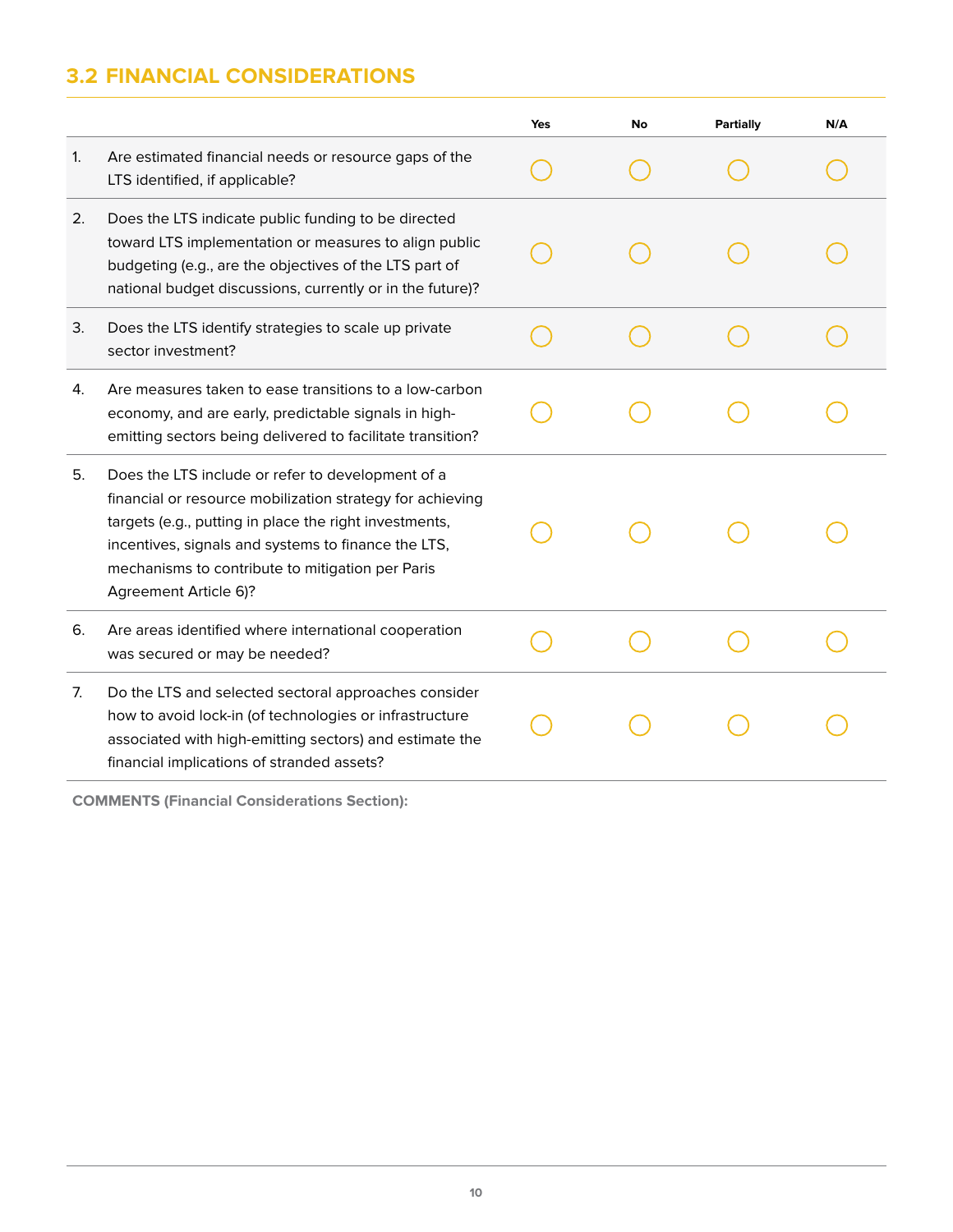## 3.2 FINANCIAL CONSIDERATIONS

| | | Yes | No | Partially | N/A |
|---|---|---|---|---|---|
| 1. | Are estimated financial needs or resource gaps of the LTS identified, if applicable? | ○ | ○ | ○ | ○ |
| 2. | Does the LTS indicate public funding to be directed toward LTS implementation or measures to align public budgeting (e.g., are the objectives of the LTS part of national budget discussions, currently or in the future)? | ○ | ○ | ○ | ○ |
| 3. | Does the LTS identify strategies to scale up private sector investment? | ○ | ○ | ○ | ○ |
| 4. | Are measures taken to ease transitions to a low-carbon economy, and are early, predictable signals in high-emitting sectors being delivered to facilitate transition? | ○ | ○ | ○ | ○ |
| 5. | Does the LTS include or refer to development of a financial or resource mobilization strategy for achieving targets (e.g., putting in place the right investments, incentives, signals and systems to finance the LTS, mechanisms to contribute to mitigation per Paris Agreement Article 6)? | ○ | ○ | ○ | ○ |
| 6. | Are areas identified where international cooperation was secured or may be needed? | ○ | ○ | ○ | ○ |
| 7. | Do the LTS and selected sectoral approaches consider how to avoid lock-in (of technologies or infrastructure associated with high-emitting sectors) and estimate the financial implications of stranded assets? | ○ | ○ | ○ | ○ |

**COMMENTS (Financial Considerations Section):**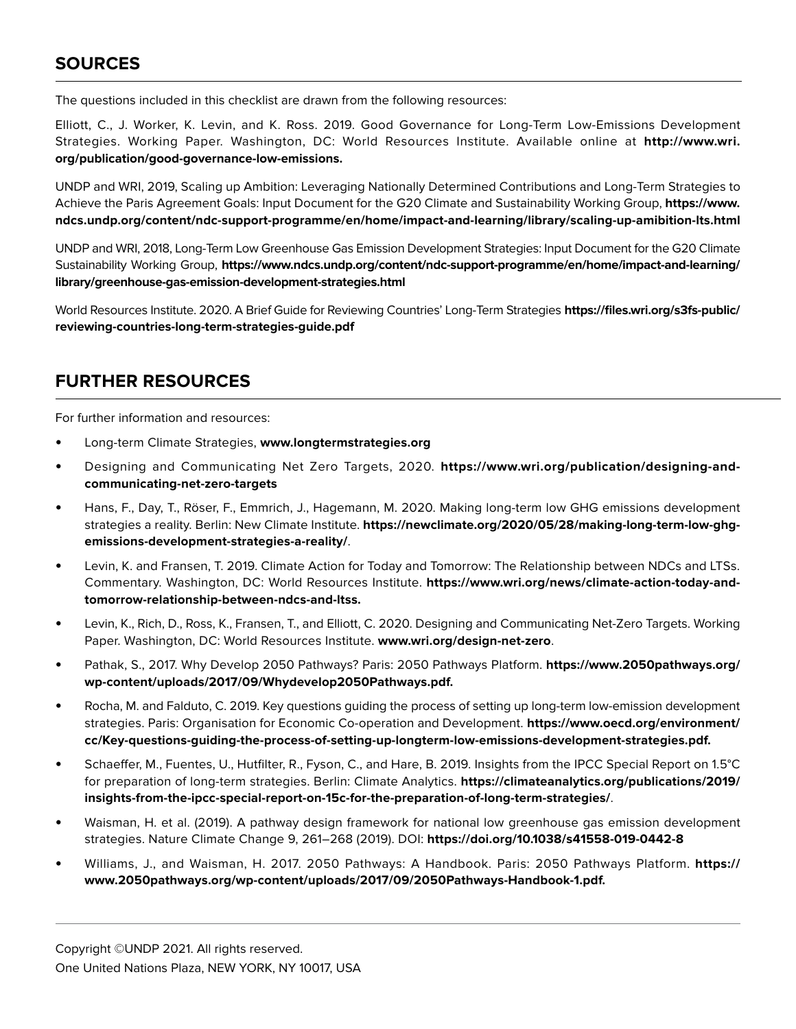## SOURCES

The questions included in this checklist are drawn from the following resources:

Elliott, C., J. Worker, K. Levin, and K. Ross. 2019. Good Governance for Long-Term Low-Emissions Development Strategies. Working Paper. Washington, DC: World Resources Institute. Available online at **http://www.wri.org/publication/good-governance-low-emissions.**

UNDP and WRI, 2019, Scaling up Ambition: Leveraging Nationally Determined Contributions and Long-Term Strategies to Achieve the Paris Agreement Goals: Input Document for the G20 Climate and Sustainability Working Group, **https://www.ndcs.undp.org/content/ndc-support-programme/en/home/impact-and-learning/library/scaling-up-amibition-lts.html**

UNDP and WRI, 2018, Long-Term Low Greenhouse Gas Emission Development Strategies: Input Document for the G20 Climate Sustainability Working Group, **https://www.ndcs.undp.org/content/ndc-support-programme/en/home/impact-and-learning/library/greenhouse-gas-emission-development-strategies.html**

World Resources Institute. 2020. A Brief Guide for Reviewing Countries' Long-Term Strategies **https://files.wri.org/s3fs-public/reviewing-countries-long-term-strategies-guide.pdf**

## FURTHER RESOURCES

For further information and resources:

- Long-term Climate Strategies, **www.longtermstrategies.org**
- Designing and Communicating Net Zero Targets, 2020. **https://www.wri.org/publication/designing-and-communicating-net-zero-targets**
- Hans, F., Day, T., Röser, F., Emmrich, J., Hagemann, M. 2020. Making long-term low GHG emissions development strategies a reality. Berlin: New Climate Institute. **https://newclimate.org/2020/05/28/making-long-term-low-ghg-emissions-development-strategies-a-reality/**.
- Levin, K. and Fransen, T. 2019. Climate Action for Today and Tomorrow: The Relationship between NDCs and LTSs. Commentary. Washington, DC: World Resources Institute. **https://www.wri.org/news/climate-action-today-and-tomorrow-relationship-between-ndcs-and-ltss.**
- Levin, K., Rich, D., Ross, K., Fransen, T., and Elliott, C. 2020. Designing and Communicating Net-Zero Targets. Working Paper. Washington, DC: World Resources Institute. **www.wri.org/design-net-zero**.
- Pathak, S., 2017. Why Develop 2050 Pathways? Paris: 2050 Pathways Platform. **https://www.2050pathways.org/wp-content/uploads/2017/09/Whydevelop2050Pathways.pdf.**
- Rocha, M. and Falduto, C. 2019. Key questions guiding the process of setting up long-term low-emission development strategies. Paris: Organisation for Economic Co-operation and Development. **https://www.oecd.org/environment/cc/Key-questions-guiding-the-process-of-setting-up-longterm-low-emissions-development-strategies.pdf.**
- Schaeffer, M., Fuentes, U., Hutfilter, R., Fyson, C., and Hare, B. 2019. Insights from the IPCC Special Report on 1.5°C for preparation of long-term strategies. Berlin: Climate Analytics. **https://climateanalytics.org/publications/2019/insights-from-the-ipcc-special-report-on-15c-for-the-preparation-of-long-term-strategies/**.
- Waisman, H. et al. (2019). A pathway design framework for national low greenhouse gas emission development strategies. Nature Climate Change 9, 261–268 (2019). DOI: **https://doi.org/10.1038/s41558-019-0442-8**
- Williams, J., and Waisman, H. 2017. 2050 Pathways: A Handbook. Paris: 2050 Pathways Platform. **https://www.2050pathways.org/wp-content/uploads/2017/09/2050Pathways-Handbook-1.pdf.**

Copyright ©UNDP 2021. All rights reserved.
One United Nations Plaza, NEW YORK, NY 10017, USA